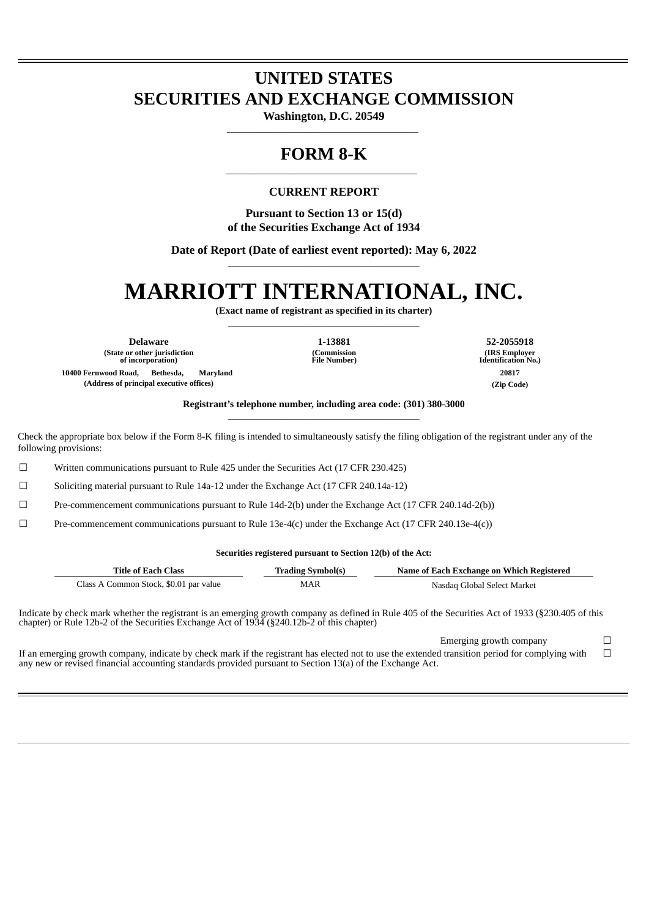# UNITED STATES
# SECURITIES AND EXCHANGE COMMISSION

**Washington, D.C. 20549**

## FORM 8-K

**CURRENT REPORT**

**Pursuant to Section 13 or 15(d)**
**of the Securities Exchange Act of 1934**

**Date of Report (Date of earliest event reported): May 6, 2022**

# MARRIOTT INTERNATIONAL, INC.

**(Exact name of registrant as specified in its charter)**

| Delaware | 1-13881 | 52-2055918 |
|---|---|---|
| (State or other jurisdiction of incorporation) | (Commission File Number) | (IRS Employer Identification No.) |

| 10400 Fernwood Road, Bethesda, Maryland | 20817 |
|---|---|
| (Address of principal executive offices) | (Zip Code) |

**Registrant's telephone number, including area code: (301) 380-3000**

Check the appropriate box below if the Form 8-K filing is intended to simultaneously satisfy the filing obligation of the registrant under any of the following provisions:

☐ Written communications pursuant to Rule 425 under the Securities Act (17 CFR 230.425)

☐ Soliciting material pursuant to Rule 14a-12 under the Exchange Act (17 CFR 240.14a-12)

☐ Pre-commencement communications pursuant to Rule 14d-2(b) under the Exchange Act (17 CFR 240.14d-2(b))

☐ Pre-commencement communications pursuant to Rule 13e-4(c) under the Exchange Act (17 CFR 240.13e-4(c))

**Securities registered pursuant to Section 12(b) of the Act:**

| Title of Each Class | Trading Symbol(s) | Name of Each Exchange on Which Registered |
|---|---|---|
| Class A Common Stock, $0.01 par value | MAR | Nasdaq Global Select Market |

Indicate by check mark whether the registrant is an emerging growth company as defined in Rule 405 of the Securities Act of 1933 (§230.405 of this chapter) or Rule 12b-2 of the Securities Exchange Act of 1934 (§240.12b-2 of this chapter)

Emerging growth company ☐

If an emerging growth company, indicate by check mark if the registrant has elected not to use the extended transition period for complying with any new or revised financial accounting standards provided pursuant to Section 13(a) of the Exchange Act. ☐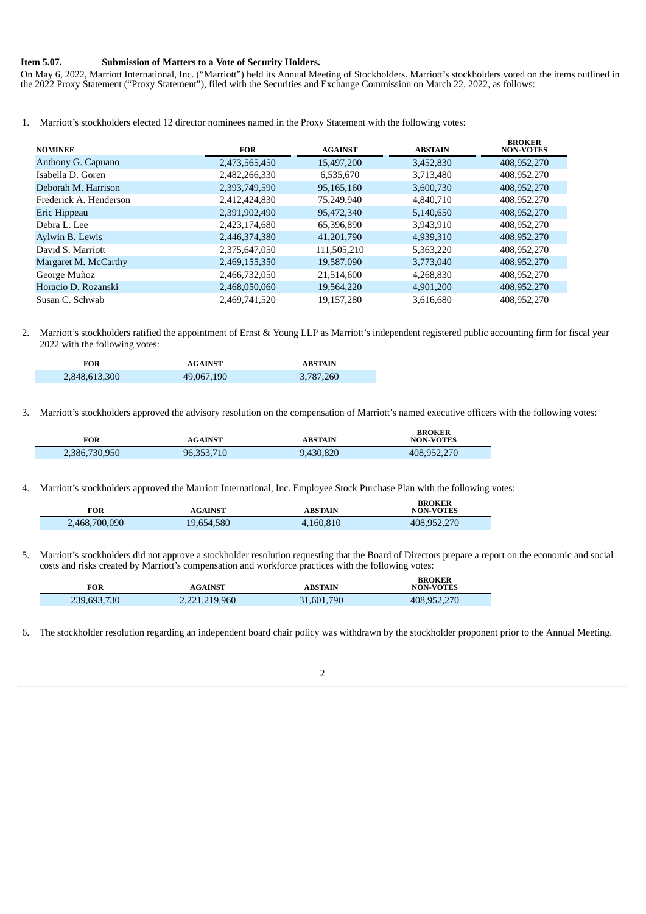**Item 5.07. Submission of Matters to a Vote of Security Holders.**

On May 6, 2022, Marriott International, Inc. ("Marriott") held its Annual Meeting of Stockholders. Marriott's stockholders voted on the items outlined in the 2022 Proxy Statement ("Proxy Statement"), filed with the Securities and Exchange Commission on March 22, 2022, as follows:

1. Marriott's stockholders elected 12 director nominees named in the Proxy Statement with the following votes:

| NOMINEE | FOR | AGAINST | ABSTAIN | BROKER NON-VOTES |
|---|---|---|---|---|
| Anthony G. Capuano | 2,473,565,450 | 15,497,200 | 3,452,830 | 408,952,270 |
| Isabella D. Goren | 2,482,266,330 | 6,535,670 | 3,713,480 | 408,952,270 |
| Deborah M. Harrison | 2,393,749,590 | 95,165,160 | 3,600,730 | 408,952,270 |
| Frederick A. Henderson | 2,412,424,830 | 75,249,940 | 4,840,710 | 408,952,270 |
| Eric Hippeau | 2,391,902,490 | 95,472,340 | 5,140,650 | 408,952,270 |
| Debra L. Lee | 2,423,174,680 | 65,396,890 | 3,943,910 | 408,952,270 |
| Aylwin B. Lewis | 2,446,374,380 | 41,201,790 | 4,939,310 | 408,952,270 |
| David S. Marriott | 2,375,647,050 | 111,505,210 | 5,363,220 | 408,952,270 |
| Margaret M. McCarthy | 2,469,155,350 | 19,587,090 | 3,773,040 | 408,952,270 |
| George Muñoz | 2,466,732,050 | 21,514,600 | 4,268,830 | 408,952,270 |
| Horacio D. Rozanski | 2,468,050,060 | 19,564,220 | 4,901,200 | 408,952,270 |
| Susan C. Schwab | 2,469,741,520 | 19,157,280 | 3,616,680 | 408,952,270 |

2. Marriott's stockholders ratified the appointment of Ernst & Young LLP as Marriott's independent registered public accounting firm for fiscal year 2022 with the following votes:

| FOR | AGAINST | ABSTAIN |
|---|---|---|
| 2,848,613,300 | 49,067,190 | 3,787,260 |

3. Marriott's stockholders approved the advisory resolution on the compensation of Marriott's named executive officers with the following votes:

| FOR | AGAINST | ABSTAIN | BROKER NON-VOTES |
|---|---|---|---|
| 2,386,730,950 | 96,353,710 | 9,430,820 | 408,952,270 |

4. Marriott's stockholders approved the Marriott International, Inc. Employee Stock Purchase Plan with the following votes:

| FOR | AGAINST | ABSTAIN | BROKER NON-VOTES |
|---|---|---|---|
| 2,468,700,090 | 19,654,580 | 4,160,810 | 408,952,270 |

5. Marriott's stockholders did not approve a stockholder resolution requesting that the Board of Directors prepare a report on the economic and social costs and risks created by Marriott's compensation and workforce practices with the following votes:

| FOR | AGAINST | ABSTAIN | BROKER NON-VOTES |
|---|---|---|---|
| 239,693,730 | 2,221,219,960 | 31,601,790 | 408,952,270 |

6. The stockholder resolution regarding an independent board chair policy was withdrawn by the stockholder proponent prior to the Annual Meeting.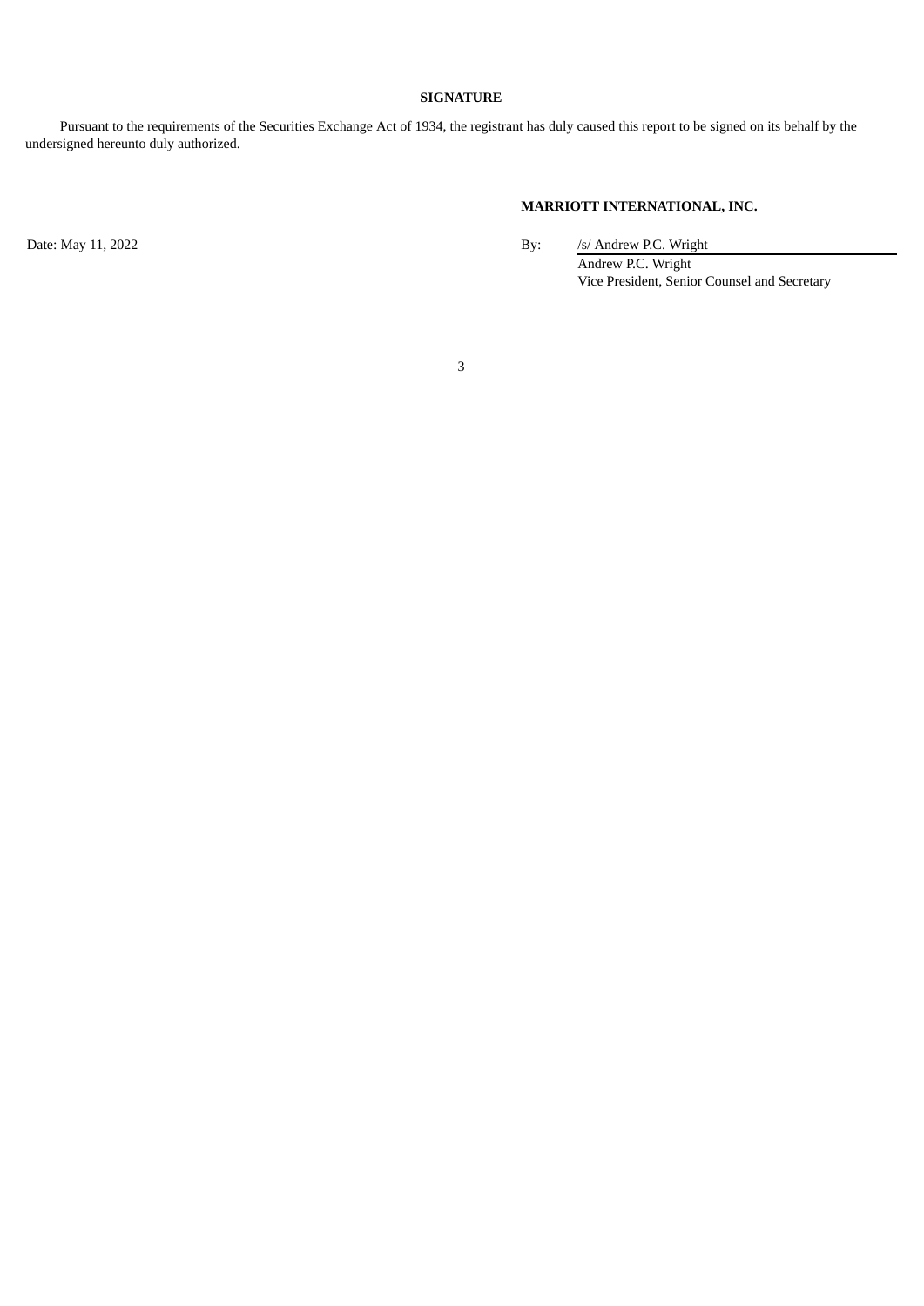# SIGNATURE

Pursuant to the requirements of the Securities Exchange Act of 1934, the registrant has duly caused this report to be signed on its behalf by the undersigned hereunto duly authorized.

**MARRIOTT INTERNATIONAL, INC.**

Date: May 11, 2022

By: /s/ Andrew P.C. Wright
Andrew P.C. Wright
Vice President, Senior Counsel and Secretary